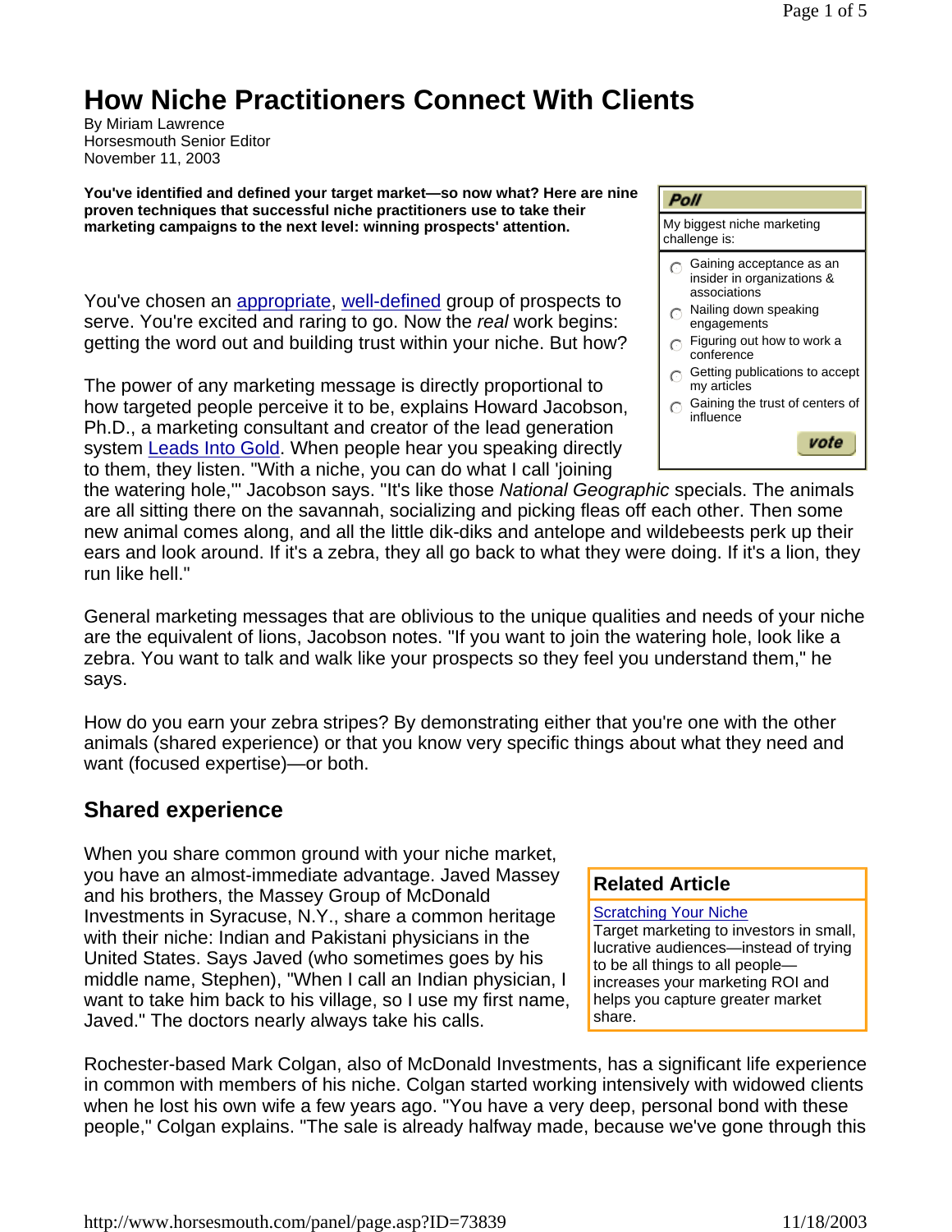# How Niche Practitioners Connect With Clients

By Miriam Lawrence
Horsesmouth Senior Editor
November 11, 2003

**You've identified and defined your target market—so now what? Here are nine proven techniques that successful niche practitioners use to take their marketing campaigns to the next level: winning prospects' attention.**

**Poll**

My biggest niche marketing challenge is:

- Gaining acceptance as an insider in organizations & associations
- Nailing down speaking engagements
- Figuring out how to work a conference
- Getting publications to accept my articles
- Gaining the trust of centers of influence

vote

You've chosen an appropriate, well-defined group of prospects to serve. You're excited and raring to go. Now the *real* work begins: getting the word out and building trust within your niche. But how?

The power of any marketing message is directly proportional to how targeted people perceive it to be, explains Howard Jacobson, Ph.D., a marketing consultant and creator of the lead generation system Leads Into Gold. When people hear you speaking directly to them, they listen. "With a niche, you can do what I call 'joining the watering hole,'" Jacobson says. "It's like those *National Geographic* specials. The animals are all sitting there on the savannah, socializing and picking fleas off each other. Then some new animal comes along, and all the little dik-diks and antelope and wildebeests perk up their ears and look around. If it's a zebra, they all go back to what they were doing. If it's a lion, they run like hell."

General marketing messages that are oblivious to the unique qualities and needs of your niche are the equivalent of lions, Jacobson notes. "If you want to join the watering hole, look like a zebra. You want to talk and walk like your prospects so they feel you understand them," he says.

How do you earn your zebra stripes? By demonstrating either that you're one with the other animals (shared experience) or that you know very specific things about what they need and want (focused expertise)—or both.

## Shared experience

When you share common ground with your niche market, you have an almost-immediate advantage. Javed Massey and his brothers, the Massey Group of McDonald Investments in Syracuse, N.Y., share a common heritage with their niche: Indian and Pakistani physicians in the United States. Says Javed (who sometimes goes by his middle name, Stephen), "When I call an Indian physician, I want to take him back to his village, so I use my first name, Javed." The doctors nearly always take his calls.

**Related Article**

Scratching Your Niche
Target marketing to investors in small, lucrative audiences—instead of trying to be all things to all people—increases your marketing ROI and helps you capture greater market share.

Rochester-based Mark Colgan, also of McDonald Investments, has a significant life experience in common with members of his niche. Colgan started working intensively with widowed clients when he lost his own wife a few years ago. "You have a very deep, personal bond with these people," Colgan explains. "The sale is already halfway made, because we've gone through this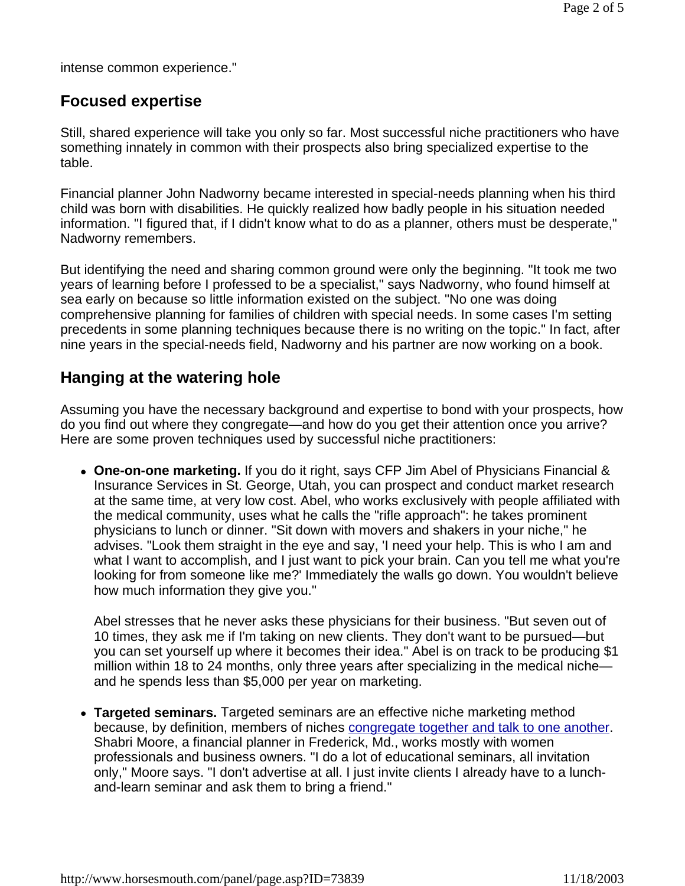intense common experience."

## Focused expertise

Still, shared experience will take you only so far. Most successful niche practitioners who have something innately in common with their prospects also bring specialized expertise to the table.

Financial planner John Nadworny became interested in special-needs planning when his third child was born with disabilities. He quickly realized how badly people in his situation needed information. "I figured that, if I didn't know what to do as a planner, others must be desperate," Nadworny remembers.

But identifying the need and sharing common ground were only the beginning. "It took me two years of learning before I professed to be a specialist," says Nadworny, who found himself at sea early on because so little information existed on the subject. "No one was doing comprehensive planning for families of children with special needs. In some cases I'm setting precedents in some planning techniques because there is no writing on the topic." In fact, after nine years in the special-needs field, Nadworny and his partner are now working on a book.

## Hanging at the watering hole

Assuming you have the necessary background and expertise to bond with your prospects, how do you find out where they congregate—and how do you get their attention once you arrive? Here are some proven techniques used by successful niche practitioners:

- **One-on-one marketing.** If you do it right, says CFP Jim Abel of Physicians Financial & Insurance Services in St. George, Utah, you can prospect and conduct market research at the same time, at very low cost. Abel, who works exclusively with people affiliated with the medical community, uses what he calls the "rifle approach": he takes prominent physicians to lunch or dinner. "Sit down with movers and shakers in your niche," he advises. "Look them straight in the eye and say, 'I need your help. This is who I am and what I want to accomplish, and I just want to pick your brain. Can you tell me what you're looking for from someone like me?' Immediately the walls go down. You wouldn't believe how much information they give you."

  Abel stresses that he never asks these physicians for their business. "But seven out of 10 times, they ask me if I'm taking on new clients. They don't want to be pursued—but you can set yourself up where it becomes their idea." Abel is on track to be producing $1 million within 18 to 24 months, only three years after specializing in the medical niche—and he spends less than $5,000 per year on marketing.

- **Targeted seminars.** Targeted seminars are an effective niche marketing method because, by definition, members of niches congregate together and talk to one another. Shabri Moore, a financial planner in Frederick, Md., works mostly with women professionals and business owners. "I do a lot of educational seminars, all invitation only," Moore says. "I don't advertise at all. I just invite clients I already have to a lunch-and-learn seminar and ask them to bring a friend."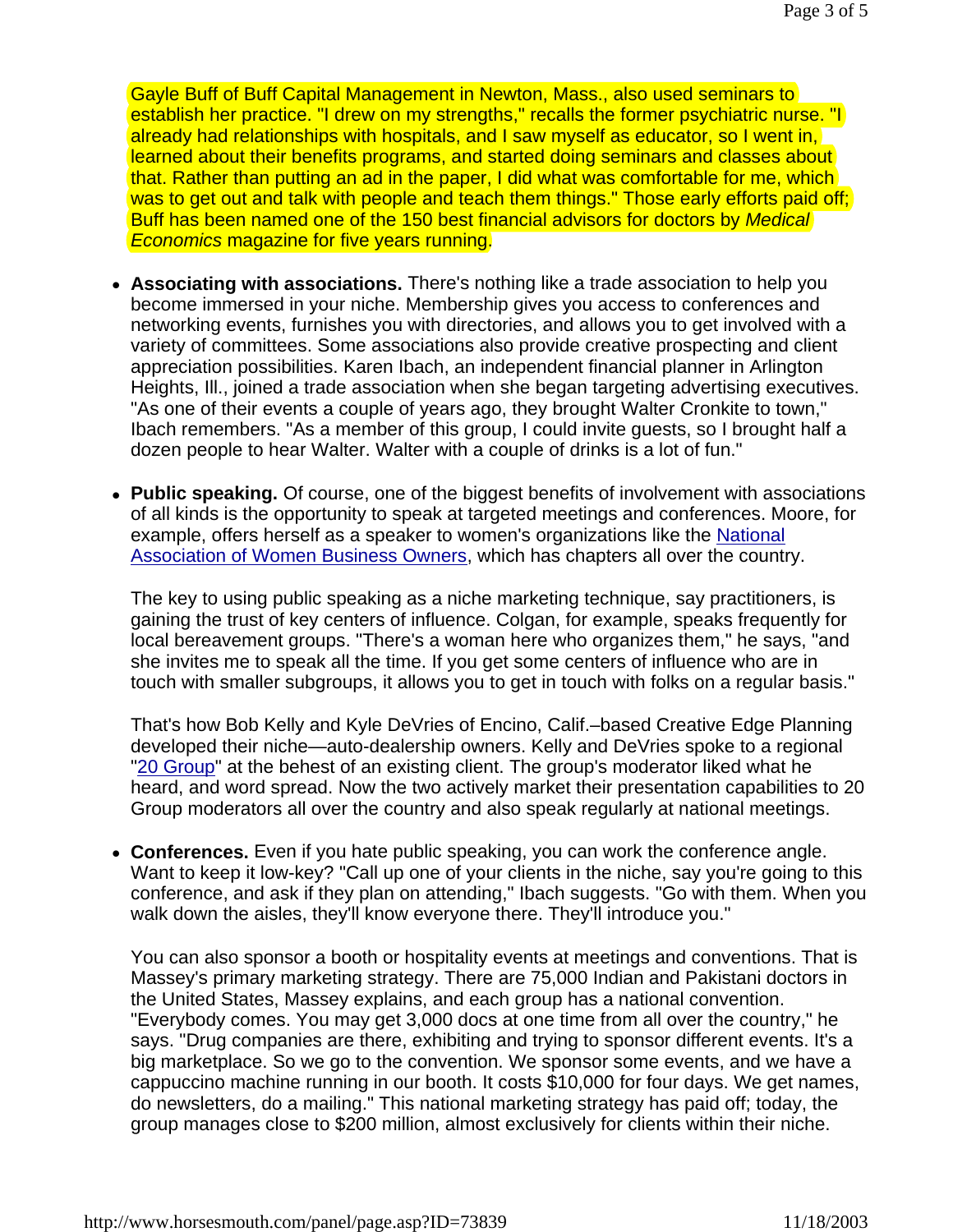Gayle Buff of Buff Capital Management in Newton, Mass., also used seminars to establish her practice. "I drew on my strengths," recalls the former psychiatric nurse. "I already had relationships with hospitals, and I saw myself as educator, so I went in, learned about their benefits programs, and started doing seminars and classes about that. Rather than putting an ad in the paper, I did what was comfortable for me, which was to get out and talk with people and teach them things." Those early efforts paid off; Buff has been named one of the 150 best financial advisors for doctors by *Medical Economics* magazine for five years running.

- **Associating with associations.** There's nothing like a trade association to help you become immersed in your niche. Membership gives you access to conferences and networking events, furnishes you with directories, and allows you to get involved with a variety of committees. Some associations also provide creative prospecting and client appreciation possibilities. Karen Ibach, an independent financial planner in Arlington Heights, Ill., joined a trade association when she began targeting advertising executives. "As one of their events a couple of years ago, they brought Walter Cronkite to town," Ibach remembers. "As a member of this group, I could invite guests, so I brought half a dozen people to hear Walter. Walter with a couple of drinks is a lot of fun."

- **Public speaking.** Of course, one of the biggest benefits of involvement with associations of all kinds is the opportunity to speak at targeted meetings and conferences. Moore, for example, offers herself as a speaker to women's organizations like the National Association of Women Business Owners, which has chapters all over the country.

  The key to using public speaking as a niche marketing technique, say practitioners, is gaining the trust of key centers of influence. Colgan, for example, speaks frequently for local bereavement groups. "There's a woman here who organizes them," he says, "and she invites me to speak all the time. If you get some centers of influence who are in touch with smaller subgroups, it allows you to get in touch with folks on a regular basis."

  That's how Bob Kelly and Kyle DeVries of Encino, Calif.–based Creative Edge Planning developed their niche—auto-dealership owners. Kelly and DeVries spoke to a regional "20 Group" at the behest of an existing client. The group's moderator liked what he heard, and word spread. Now the two actively market their presentation capabilities to 20 Group moderators all over the country and also speak regularly at national meetings.

- **Conferences.** Even if you hate public speaking, you can work the conference angle. Want to keep it low-key? "Call up one of your clients in the niche, say you're going to this conference, and ask if they plan on attending," Ibach suggests. "Go with them. When you walk down the aisles, they'll know everyone there. They'll introduce you."

  You can also sponsor a booth or hospitality events at meetings and conventions. That is Massey's primary marketing strategy. There are 75,000 Indian and Pakistani doctors in the United States, Massey explains, and each group has a national convention. "Everybody comes. You may get 3,000 docs at one time from all over the country," he says. "Drug companies are there, exhibiting and trying to sponsor different events. It's a big marketplace. So we go to the convention. We sponsor some events, and we have a cappuccino machine running in our booth. It costs $10,000 for four days. We get names, do newsletters, do a mailing." This national marketing strategy has paid off; today, the group manages close to $200 million, almost exclusively for clients within their niche.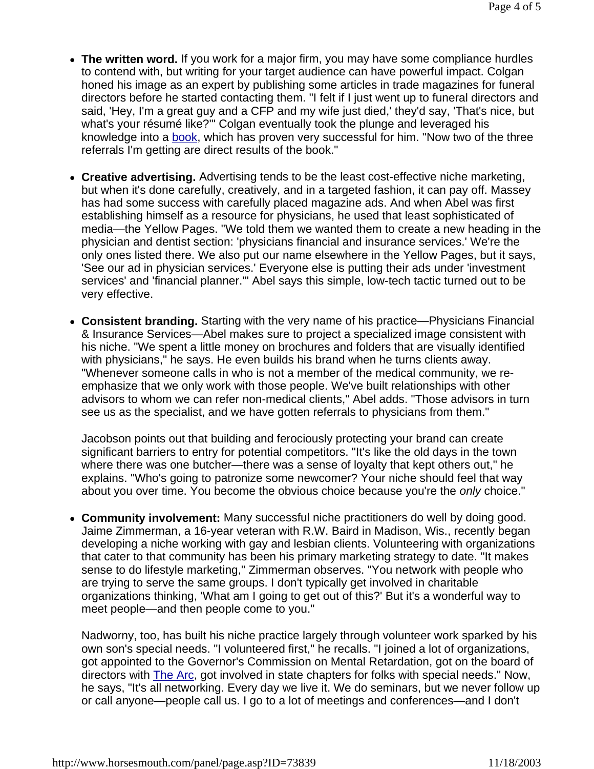- **The written word.** If you work for a major firm, you may have some compliance hurdles to contend with, but writing for your target audience can have powerful impact. Colgan honed his image as an expert by publishing some articles in trade magazines for funeral directors before he started contacting them. "I felt if I just went up to funeral directors and said, 'Hey, I'm a great guy and a CFP and my wife just died,' they'd say, 'That's nice, but what's your résumé like?'" Colgan eventually took the plunge and leveraged his knowledge into a book, which has proven very successful for him. "Now two of the three referrals I'm getting are direct results of the book."

- **Creative advertising.** Advertising tends to be the least cost-effective niche marketing, but when it's done carefully, creatively, and in a targeted fashion, it can pay off. Massey has had some success with carefully placed magazine ads. And when Abel was first establishing himself as a resource for physicians, he used that least sophisticated of media—the Yellow Pages. "We told them we wanted them to create a new heading in the physician and dentist section: 'physicians financial and insurance services.' We're the only ones listed there. We also put our name elsewhere in the Yellow Pages, but it says, 'See our ad in physician services.' Everyone else is putting their ads under 'investment services' and 'financial planner.'" Abel says this simple, low-tech tactic turned out to be very effective.

- **Consistent branding.** Starting with the very name of his practice—Physicians Financial & Insurance Services—Abel makes sure to project a specialized image consistent with his niche. "We spent a little money on brochures and folders that are visually identified with physicians," he says. He even builds his brand when he turns clients away. "Whenever someone calls in who is not a member of the medical community, we re-emphasize that we only work with those people. We've built relationships with other advisors to whom we can refer non-medical clients," Abel adds. "Those advisors in turn see us as the specialist, and we have gotten referrals to physicians from them."

  Jacobson points out that building and ferociously protecting your brand can create significant barriers to entry for potential competitors. "It's like the old days in the town where there was one butcher—there was a sense of loyalty that kept others out," he explains. "Who's going to patronize some newcomer? Your niche should feel that way about you over time. You become the obvious choice because you're the *only* choice."

- **Community involvement:** Many successful niche practitioners do well by doing good. Jaime Zimmerman, a 16-year veteran with R.W. Baird in Madison, Wis., recently began developing a niche working with gay and lesbian clients. Volunteering with organizations that cater to that community has been his primary marketing strategy to date. "It makes sense to do lifestyle marketing," Zimmerman observes. "You network with people who are trying to serve the same groups. I don't typically get involved in charitable organizations thinking, 'What am I going to get out of this?' But it's a wonderful way to meet people—and then people come to you."

  Nadworny, too, has built his niche practice largely through volunteer work sparked by his own son's special needs. "I volunteered first," he recalls. "I joined a lot of organizations, got appointed to the Governor's Commission on Mental Retardation, got on the board of directors with The Arc, got involved in state chapters for folks with special needs." Now, he says, "It's all networking. Every day we live it. We do seminars, but we never follow up or call anyone—people call us. I go to a lot of meetings and conferences—and I don't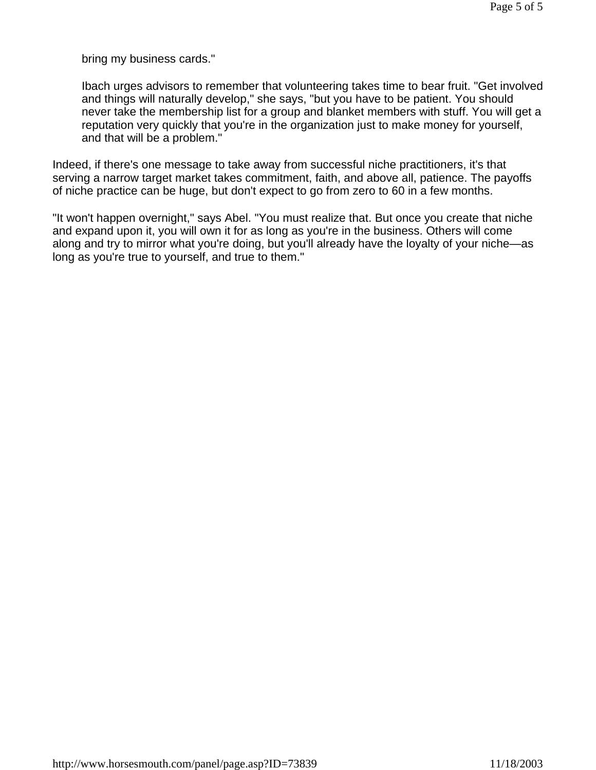> bring my business cards."
>
> Ibach urges advisors to remember that volunteering takes time to bear fruit. "Get involved and things will naturally develop," she says, "but you have to be patient. You should never take the membership list for a group and blanket members with stuff. You will get a reputation very quickly that you're in the organization just to make money for yourself, and that will be a problem."

Indeed, if there's one message to take away from successful niche practitioners, it's that serving a narrow target market takes commitment, faith, and above all, patience. The payoffs of niche practice can be huge, but don't expect to go from zero to 60 in a few months.

"It won't happen overnight," says Abel. "You must realize that. But once you create that niche and expand upon it, you will own it for as long as you're in the business. Others will come along and try to mirror what you're doing, but you'll already have the loyalty of your niche—as long as you're true to yourself, and true to them."